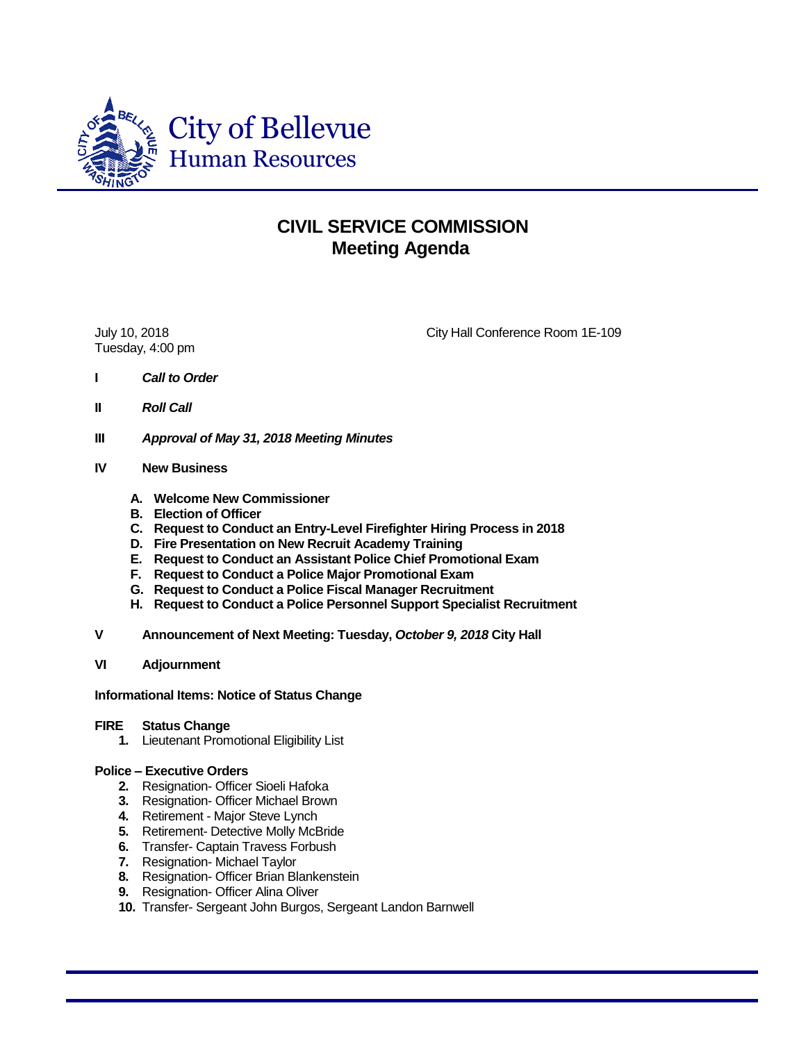City of Bellevue
Human Resources

# CIVIL SERVICE COMMISSION
## Meeting Agenda

July 10, 2018
Tuesday, 4:00 pm

City Hall Conference Room 1E-109

**I** ***Call to Order***

**II** ***Roll Call***

**III** ***Approval of May 31, 2018 Meeting Minutes***

**IV** **New Business**

- **A. Welcome New Commissioner**
- **B. Election of Officer**
- **C. Request to Conduct an Entry-Level Firefighter Hiring Process in 2018**
- **D. Fire Presentation on New Recruit Academy Training**
- **E. Request to Conduct an Assistant Police Chief Promotional Exam**
- **F. Request to Conduct a Police Major Promotional Exam**
- **G. Request to Conduct a Police Fiscal Manager Recruitment**
- **H. Request to Conduct a Police Personnel Support Specialist Recruitment**

**V** **Announcement of Next Meeting: Tuesday, *October 9, 2018* City Hall**

**VI** **Adjournment**

**Informational Items: Notice of Status Change**

**FIRE Status Change**

1. Lieutenant Promotional Eligibility List

**Police – Executive Orders**

2. Resignation- Officer Sioeli Hafoka
3. Resignation- Officer Michael Brown
4. Retirement - Major Steve Lynch
5. Retirement- Detective Molly McBride
6. Transfer- Captain Travess Forbush
7. Resignation- Michael Taylor
8. Resignation- Officer Brian Blankenstein
9. Resignation- Officer Alina Oliver
10. Transfer- Sergeant John Burgos, Sergeant Landon Barnwell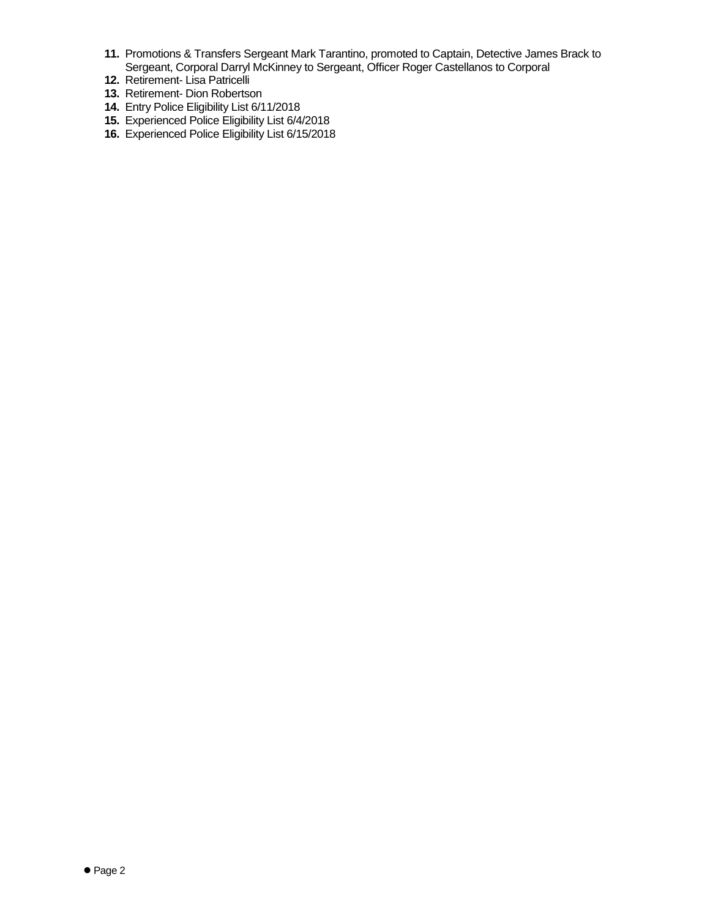11. Promotions & Transfers Sergeant Mark Tarantino, promoted to Captain, Detective James Brack to Sergeant, Corporal Darryl McKinney to Sergeant, Officer Roger Castellanos to Corporal
12. Retirement- Lisa Patricelli
13. Retirement- Dion Robertson
14. Entry Police Eligibility List 6/11/2018
15. Experienced Police Eligibility List 6/4/2018
16. Experienced Police Eligibility List 6/15/2018